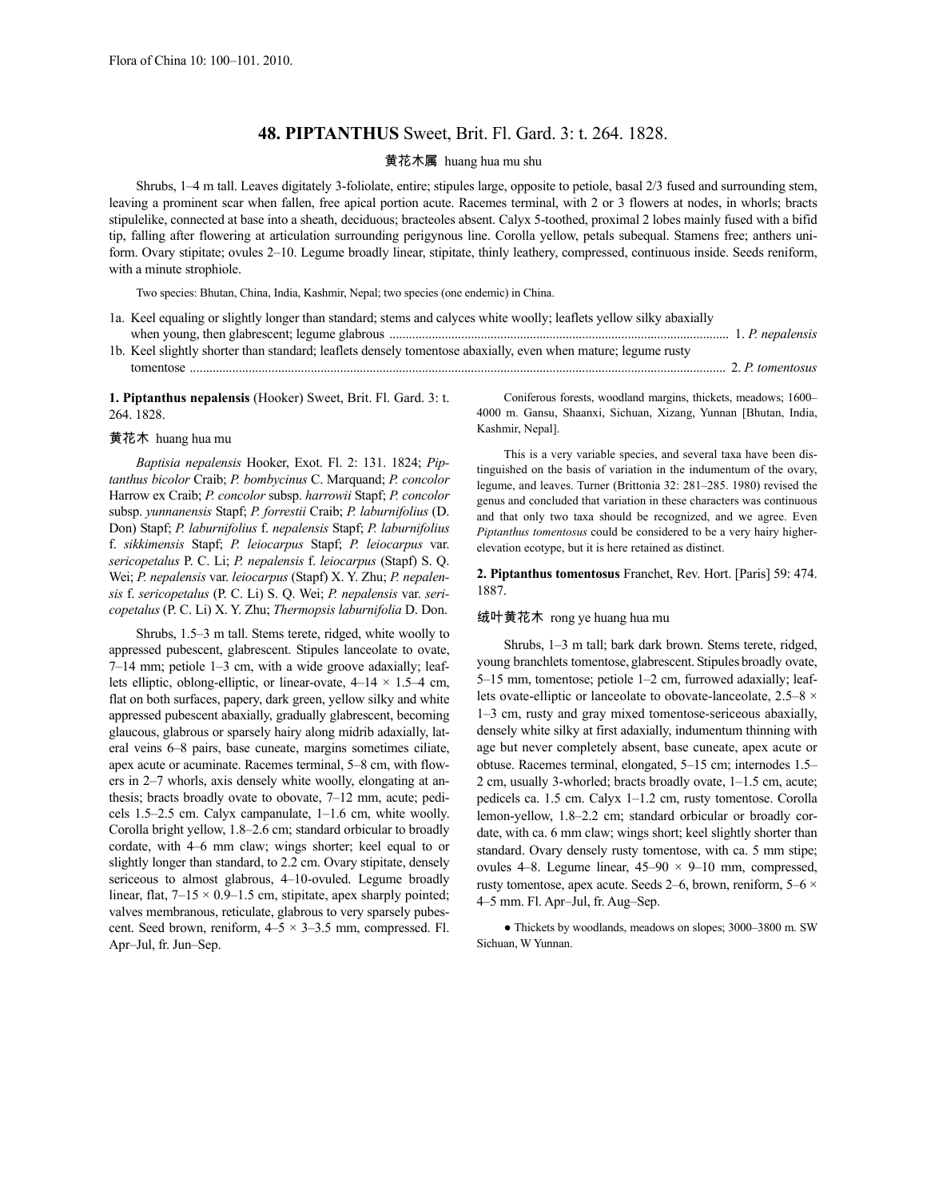# 48. PIPTANTHUS Sweet, Brit. Fl. Gard. 3: t. 264. 1828.

黄花木属 huang hua mu shu

Shrubs, 1–4 m tall. Leaves digitately 3-foliolate, entire; stipules large, opposite to petiole, basal 2/3 fused and surrounding stem, leaving a prominent scar when fallen, free apical portion acute. Racemes terminal, with 2 or 3 flowers at nodes, in whorls; bracts stipulelike, connected at base into a sheath, deciduous; bracteoles absent. Calyx 5-toothed, proximal 2 lobes mainly fused with a bifid tip, falling after flowering at articulation surrounding perigynous line. Corolla yellow, petals subequal. Stamens free; anthers uniform. Ovary stipitate; ovules 2–10. Legume broadly linear, stipitate, thinly leathery, compressed, continuous inside. Seeds reniform, with a minute strophiole.

Two species: Bhutan, China, India, Kashmir, Nepal; two species (one endemic) in China.

1a. Keel equaling or slightly longer than standard; stems and calyces white woolly; leaflets yellow silky abaxially when young, then glabrescent; legume glabrous ........................................................................................................ 1. *P. nepalensis*
1b. Keel slightly shorter than standard; leaflets densely tomentose abaxially, even when mature; legume rusty tomentose ........................................................................................................................................................ 2. *P. tomentosus*

**1. Piptanthus nepalensis** (Hooker) Sweet, Brit. Fl. Gard. 3: t. 264. 1828.

黄花木 huang hua mu

*Baptisia nepalensis* Hooker, Exot. Fl. 2: 131. 1824; *Piptanthus bicolor* Craib; *P. bombycinus* C. Marquand; *P. concolor* Harrow ex Craib; *P. concolor* subsp. *harrowii* Stapf; *P. concolor* subsp. *yunnanensis* Stapf; *P. forrestii* Craib; *P. laburnifolius* (D. Don) Stapf; *P. laburnifolius* f. *nepalensis* Stapf; *P. laburnifolius* f. *sikkimensis* Stapf; *P. leiocarpus* Stapf; *P. leiocarpus* var. *sericopetalus* P. C. Li; *P. nepalensis* f. *leiocarpus* (Stapf) S. Q. Wei; *P. nepalensis* var. *leiocarpus* (Stapf) X. Y. Zhu; *P. nepalensis* f. *sericopetalus* (P. C. Li) S. Q. Wei; *P. nepalensis* var. *sericopetalus* (P. C. Li) X. Y. Zhu; *Thermopsis laburnifolia* D. Don.

Shrubs, 1.5–3 m tall. Stems terete, ridged, white woolly to appressed pubescent, glabrescent. Stipules lanceolate to ovate, 7–14 mm; petiole 1–3 cm, with a wide groove adaxially; leaflets elliptic, oblong-elliptic, or linear-ovate, 4–14 × 1.5–4 cm, flat on both surfaces, papery, dark green, yellow silky and white appressed pubescent abaxially, gradually glabrescent, becoming glaucous, glabrous or sparsely hairy along midrib adaxially, lateral veins 6–8 pairs, base cuneate, margins sometimes ciliate, apex acute or acuminate. Racemes terminal, 5–8 cm, with flowers in 2–7 whorls, axis densely white woolly, elongating at anthesis; bracts broadly ovate to obovate, 7–12 mm, acute; pedicels 1.5–2.5 cm. Calyx campanulate, 1–1.6 cm, white woolly. Corolla bright yellow, 1.8–2.6 cm; standard orbicular to broadly cordate, with 4–6 mm claw; wings shorter; keel equal to or slightly longer than standard, to 2.2 cm. Ovary stipitate, densely sericeous to almost glabrous, 4–10-ovuled. Legume broadly linear, flat, 7–15 × 0.9–1.5 cm, stipitate, apex sharply pointed; valves membranous, reticulate, glabrous to very sparsely pubescent. Seed brown, reniform, 4–5 × 3–3.5 mm, compressed. Fl. Apr–Jul, fr. Jun–Sep.

Coniferous forests, woodland margins, thickets, meadows; 1600–4000 m. Gansu, Shaanxi, Sichuan, Xizang, Yunnan [Bhutan, India, Kashmir, Nepal].

This is a very variable species, and several taxa have been distinguished on the basis of variation in the indumentum of the ovary, legume, and leaves. Turner (Brittonia 32: 281–285. 1980) revised the genus and concluded that variation in these characters was continuous and that only two taxa should be recognized, and we agree. Even *Piptanthus tomentosus* could be considered to be a very hairy higher-elevation ecotype, but it is here retained as distinct.

**2. Piptanthus tomentosus** Franchet, Rev. Hort. [Paris] 59: 474. 1887.

绒叶黄花木 rong ye huang hua mu

Shrubs, 1–3 m tall; bark dark brown. Stems terete, ridged, young branchlets tomentose, glabrescent. Stipules broadly ovate, 5–15 mm, tomentose; petiole 1–2 cm, furrowed adaxially; leaflets ovate-elliptic or lanceolate to obovate-lanceolate, 2.5–8 × 1–3 cm, rusty and gray mixed tomentose-sericeous abaxially, densely white silky at first adaxially, indumentum thinning with age but never completely absent, base cuneate, apex acute or obtuse. Racemes terminal, elongated, 5–15 cm; internodes 1.5–2 cm, usually 3-whorled; bracts broadly ovate, 1–1.5 cm, acute; pedicels ca. 1.5 cm. Calyx 1–1.2 cm, rusty tomentose. Corolla lemon-yellow, 1.8–2.2 cm; standard orbicular or broadly cordate, with ca. 6 mm claw; wings short; keel slightly shorter than standard. Ovary densely rusty tomentose, with ca. 5 mm stipe; ovules 4–8. Legume linear, 45–90 × 9–10 mm, compressed, rusty tomentose, apex acute. Seeds 2–6, brown, reniform, 5–6 × 4–5 mm. Fl. Apr–Jul, fr. Aug–Sep.

● Thickets by woodlands, meadows on slopes; 3000–3800 m. SW Sichuan, W Yunnan.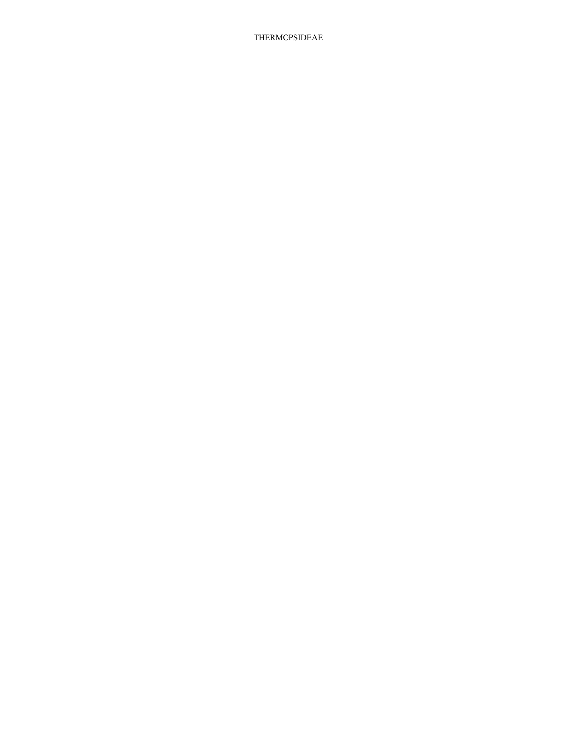THERMOPSIDEAE